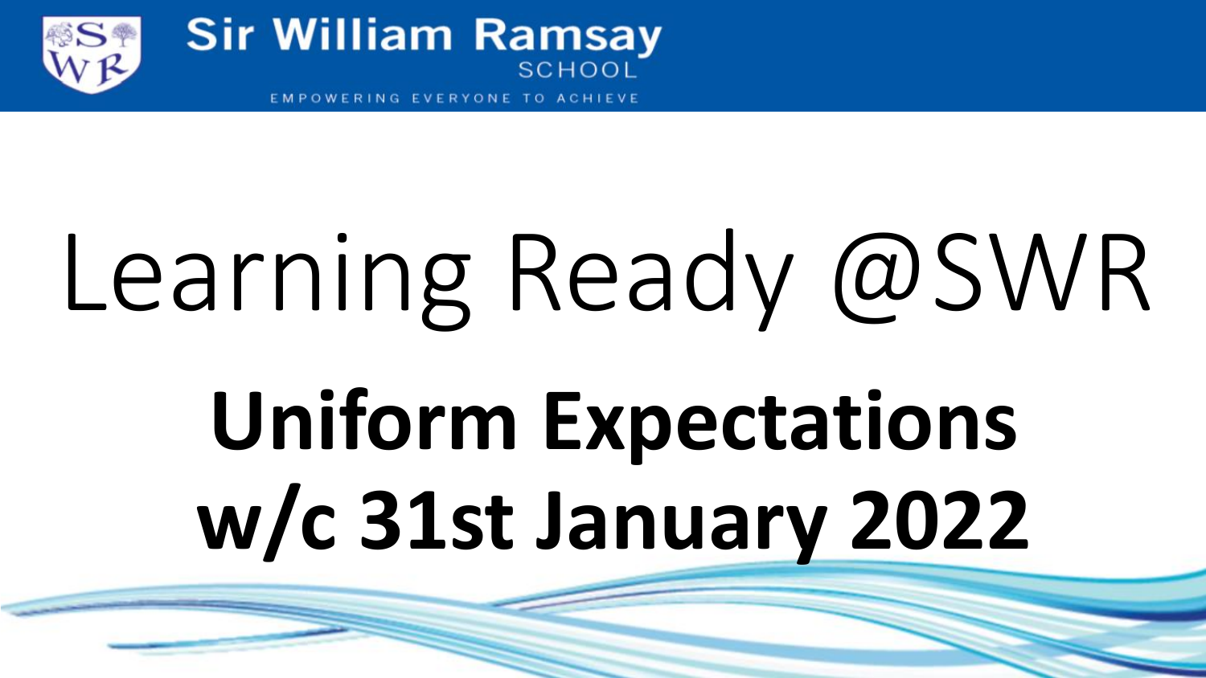Sir William Ramsay SCHOOL

EMPOWERING EVERYONE TO ACHIEVE

# Learning Ready @SWR

# Uniform Expectations w/c 31st January 2022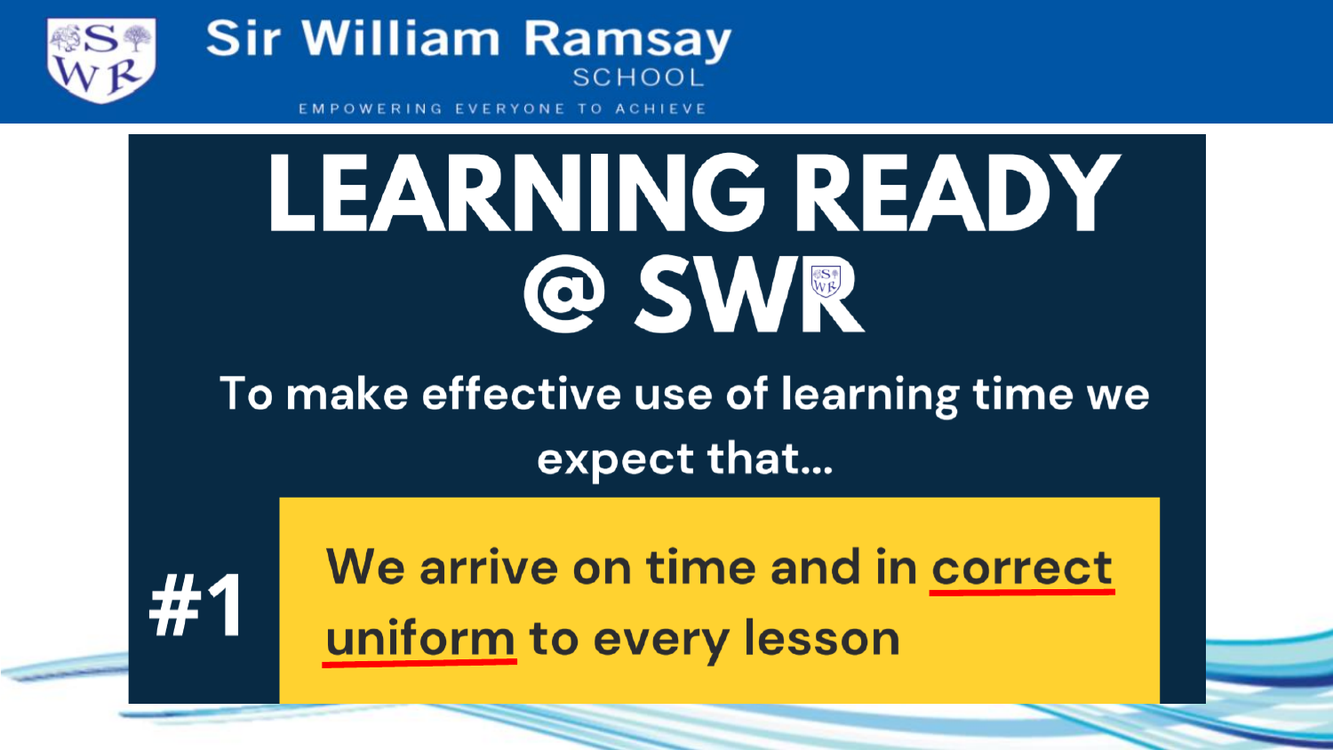Sir William Ramsay School

EMPOWERING EVERYONE TO ACHIEVE

# LEARNING READY @ SWR

To make effective use of learning time we expect that...

**#1** We arrive on time and in correct uniform to every lesson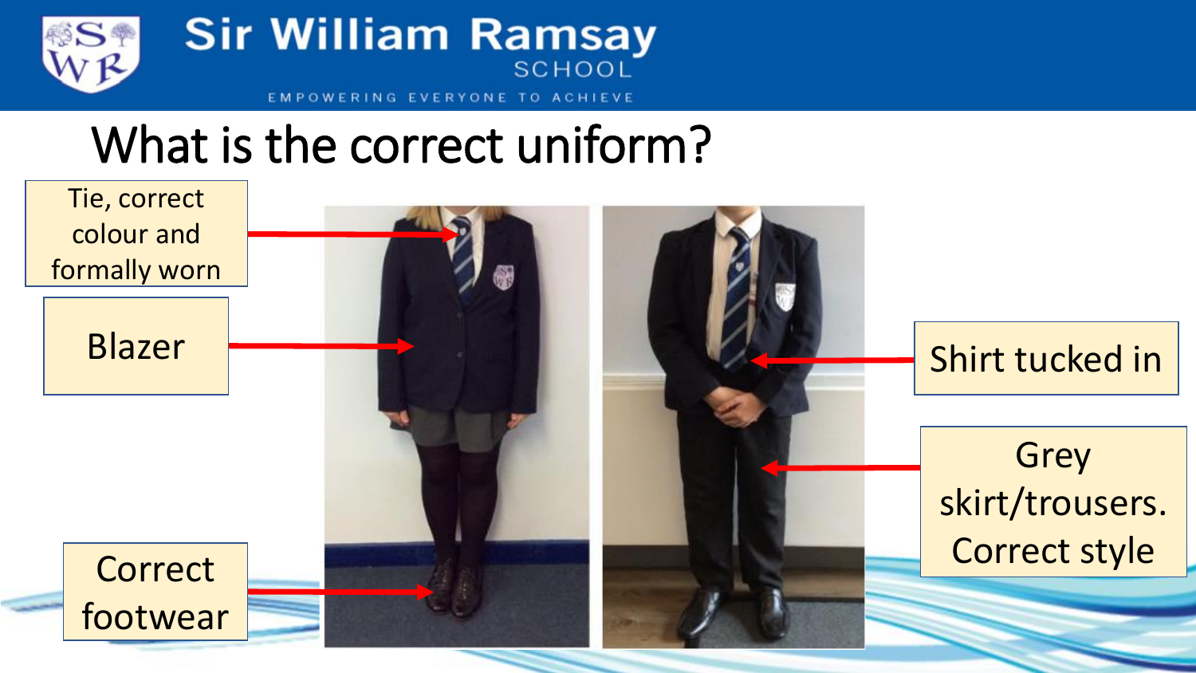# What is the correct uniform?

- Tie, correct colour and formally worn
- Blazer
- Correct footwear
- Shirt tucked in
- Grey skirt/trousers. Correct style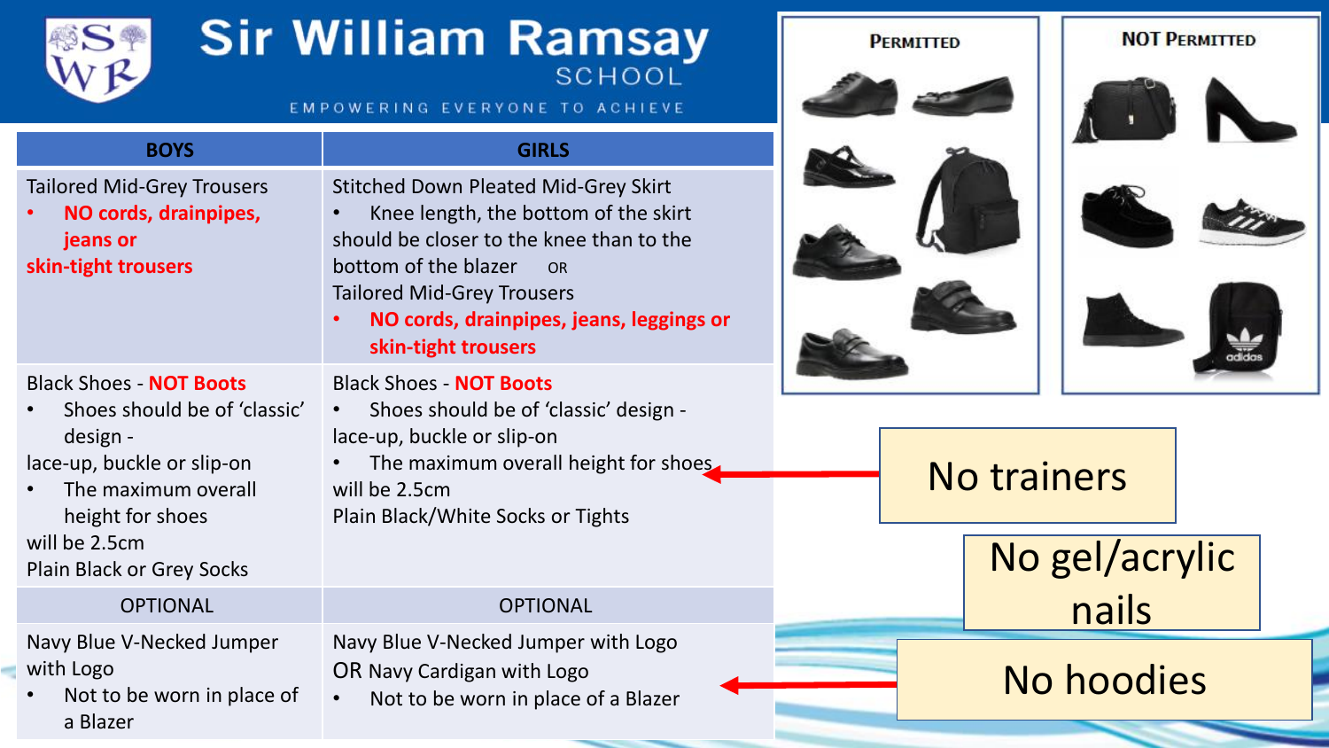# Sir William Ramsay SCHOOL

EMPOWERING EVERYONE TO ACHIEVE

| BOYS | GIRLS |
|---|---|
| Tailored Mid-Grey Trousers<br>• **NO cords, drainpipes, jeans or skin-tight trousers** | Stitched Down Pleated Mid-Grey Skirt<br>• Knee length, the bottom of the skirt should be closer to the knee than to the bottom of the blazer OR<br>Tailored Mid-Grey Trousers<br>• **NO cords, drainpipes, jeans, leggings or skin-tight trousers** |
| Black Shoes - **NOT Boots**<br>• Shoes should be of 'classic' design - lace-up, buckle or slip-on<br>• The maximum overall height for shoes will be 2.5cm<br>Plain Black or Grey Socks | Black Shoes - **NOT Boots**<br>• Shoes should be of 'classic' design - lace-up, buckle or slip-on<br>• The maximum overall height for shoes will be 2.5cm<br>Plain Black/White Socks or Tights |
| OPTIONAL | OPTIONAL |
| Navy Blue V-Necked Jumper with Logo<br>• Not to be worn in place of a Blazer | Navy Blue V-Necked Jumper with Logo<br>OR Navy Cardigan with Logo<br>• Not to be worn in place of a Blazer |

**PERMITTED** | **NOT PERMITTED**

No trainers

No gel/acrylic nails

No hoodies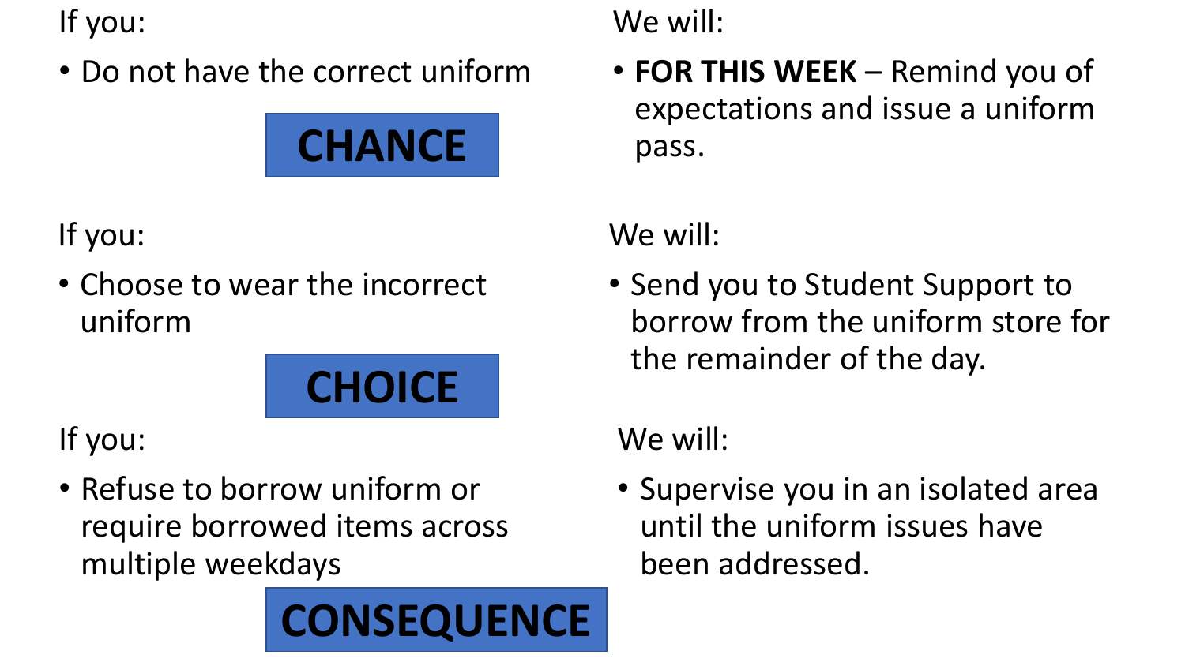If you:

- Do not have the correct uniform

**CHANCE**

We will:

- **FOR THIS WEEK** – Remind you of expectations and issue a uniform pass.

If you:

- Choose to wear the incorrect uniform

**CHOICE**

We will:

- Send you to Student Support to borrow from the uniform store for the remainder of the day.

If you:

- Refuse to borrow uniform or require borrowed items across multiple weekdays

**CONSEQUENCE**

We will:

- Supervise you in an isolated area until the uniform issues have been addressed.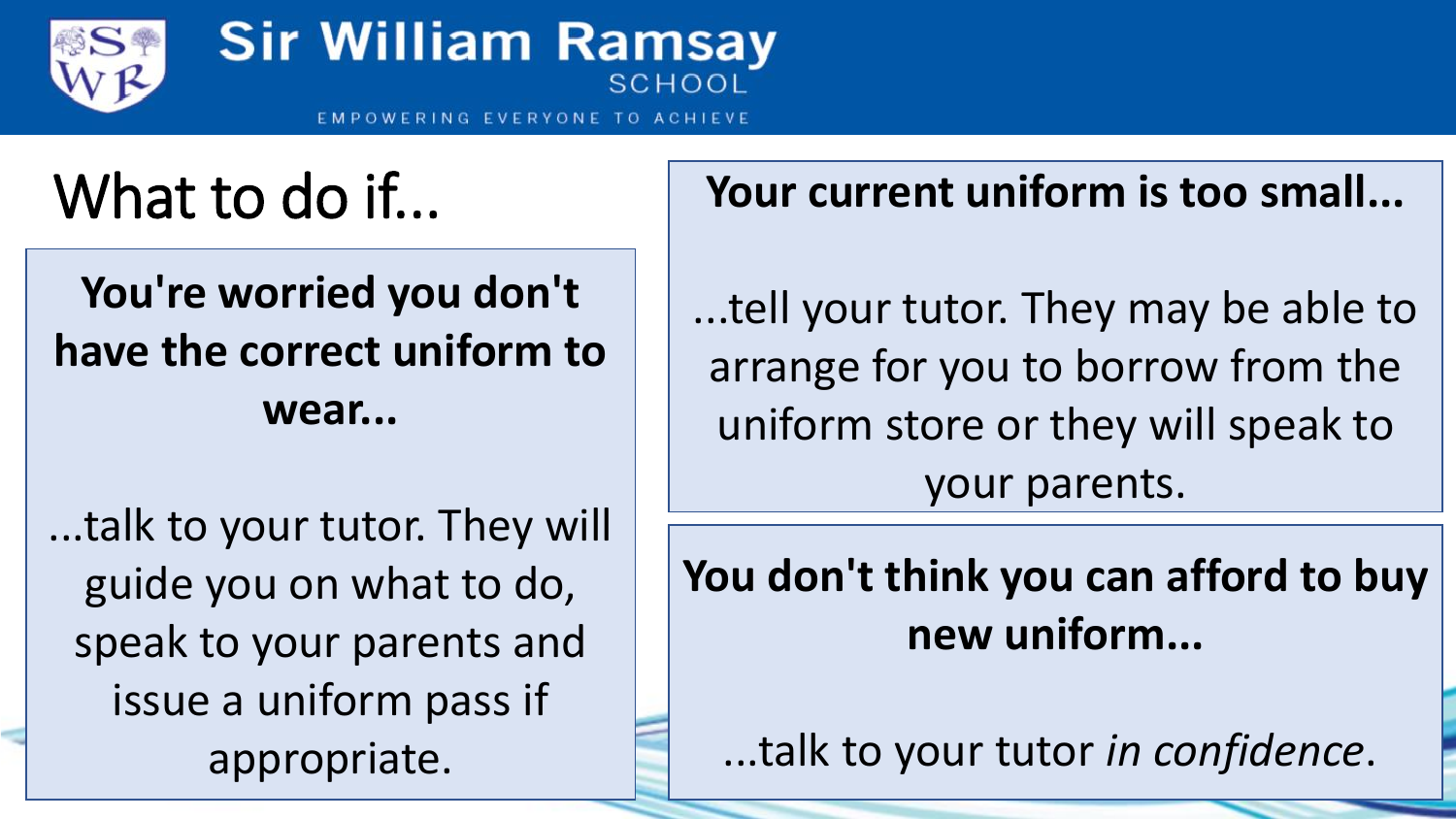# What to do if...

**You're worried you don't have the correct uniform to wear...**

...talk to your tutor. They will guide you on what to do, speak to your parents and issue a uniform pass if appropriate.

**Your current uniform is too small...**

...tell your tutor. They may be able to arrange for you to borrow from the uniform store or they will speak to your parents.

**You don't think you can afford to buy new uniform...**

...talk to your tutor *in confidence*.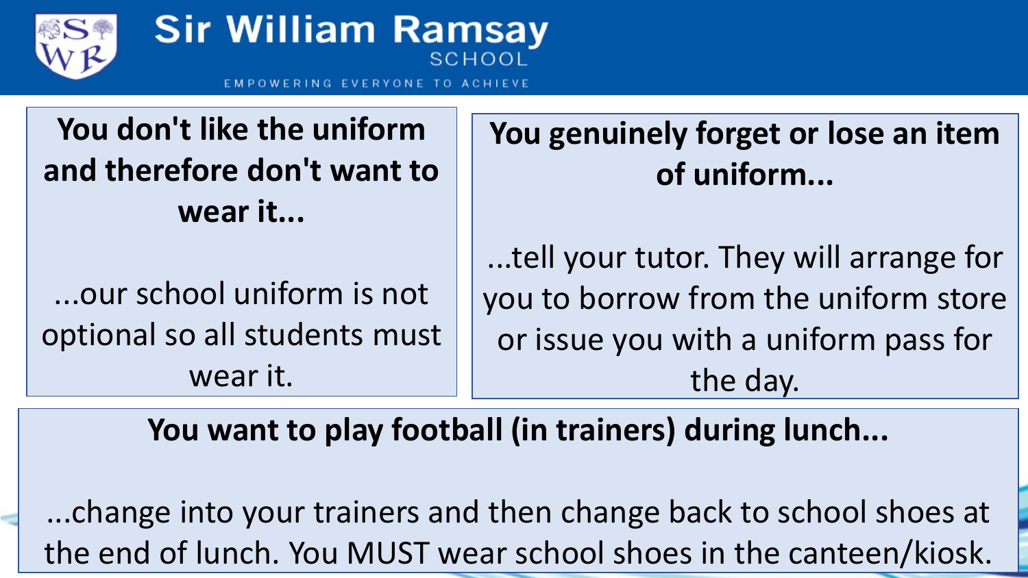**You don't like the uniform and therefore don't want to wear it...**

...our school uniform is not optional so all students must wear it.

**You genuinely forget or lose an item of uniform...**

...tell your tutor. They will arrange for you to borrow from the uniform store or issue you with a uniform pass for the day.

**You want to play football (in trainers) during lunch...**

...change into your trainers and then change back to school shoes at the end of lunch. You MUST wear school shoes in the canteen/kiosk.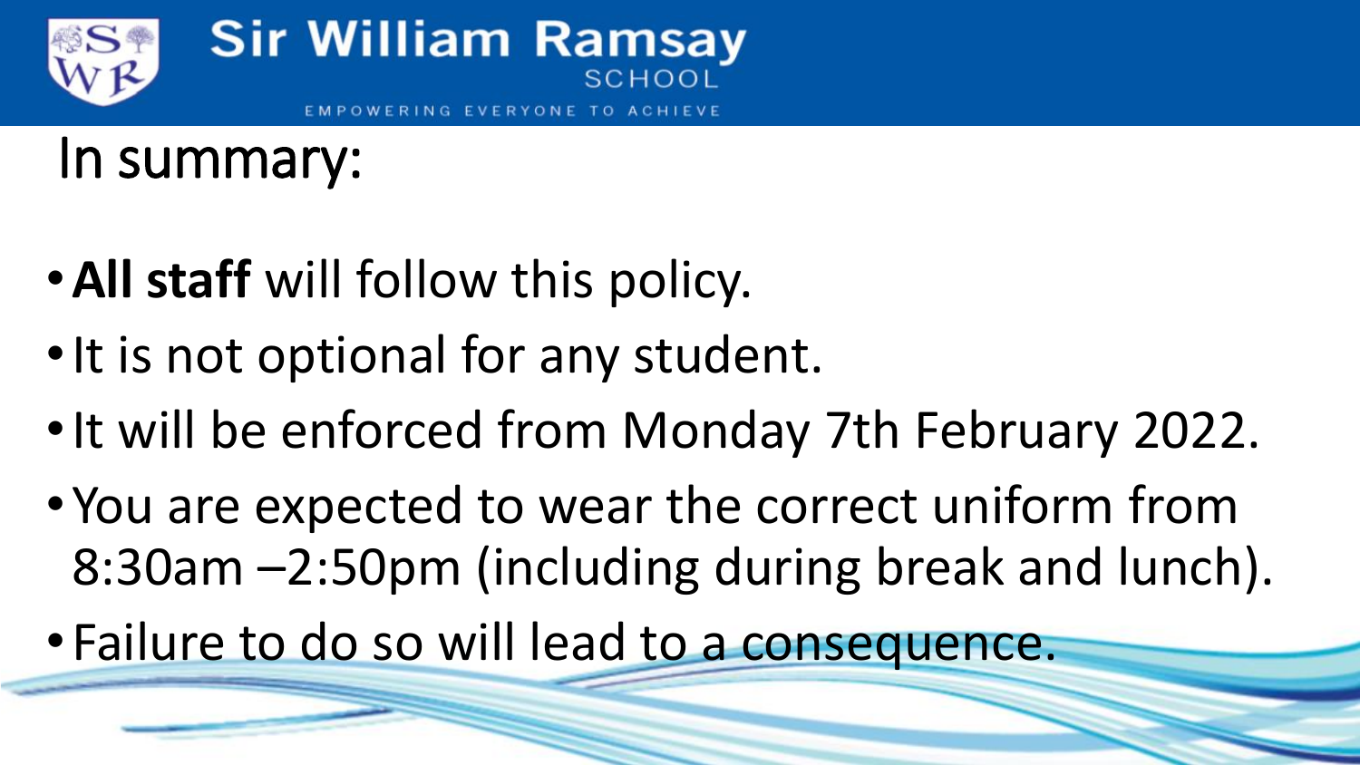# In summary:

- **All staff** will follow this policy.
- It is not optional for any student.
- It will be enforced from Monday 7th February 2022.
- You are expected to wear the correct uniform from 8:30am –2:50pm (including during break and lunch).
- Failure to do so will lead to a consequence.